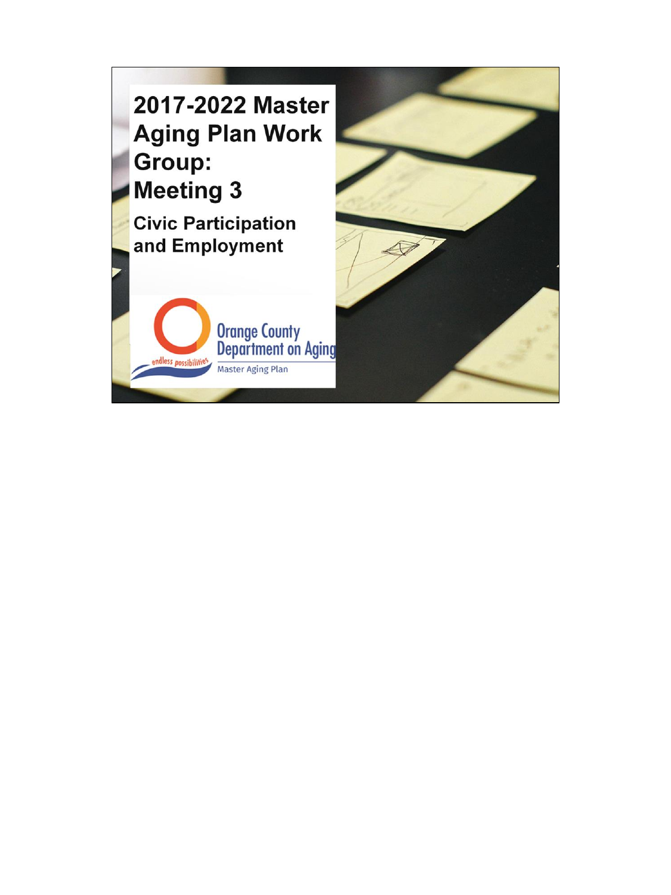# 2017-2022 Master Aging Plan Work Group: Meeting 3

## Civic Participation and Employment

Orange County Department on Aging

endless possibilities

Master Aging Plan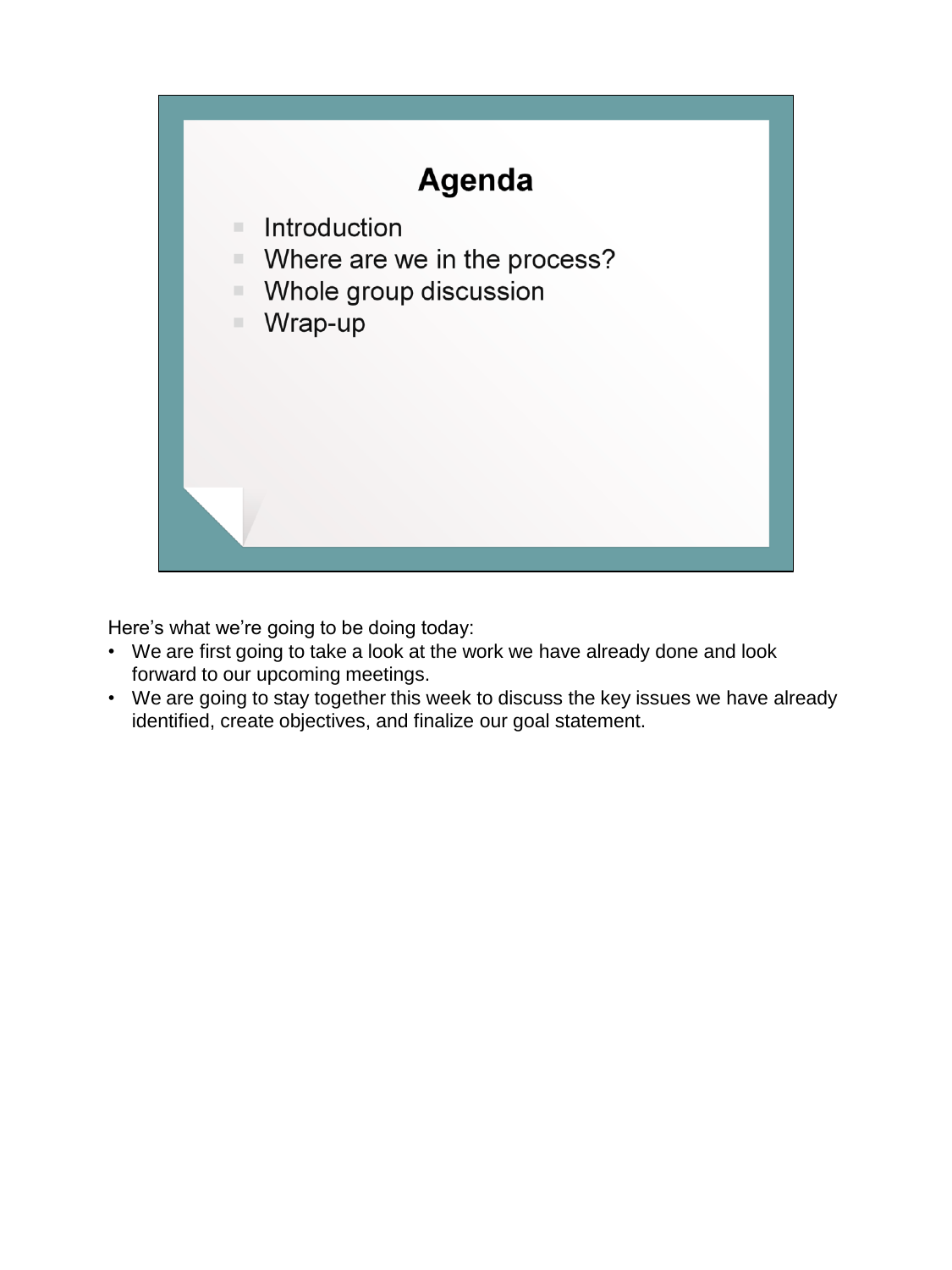## Agenda

- Introduction
- Where are we in the process?
- Whole group discussion
- Wrap-up

Here's what we're going to be doing today:

- We are first going to take a look at the work we have already done and look forward to our upcoming meetings.
- We are going to stay together this week to discuss the key issues we have already identified, create objectives, and finalize our goal statement.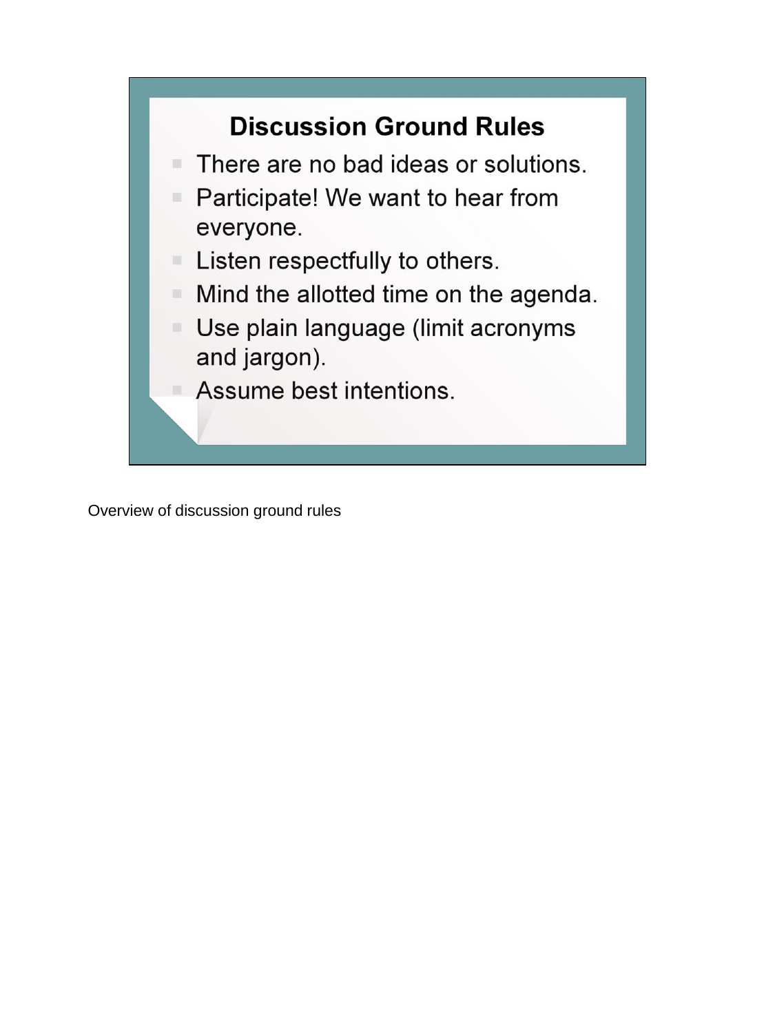## Discussion Ground Rules

- There are no bad ideas or solutions.
- Participate! We want to hear from everyone.
- Listen respectfully to others.
- Mind the allotted time on the agenda.
- Use plain language (limit acronyms and jargon).
- Assume best intentions.

Overview of discussion ground rules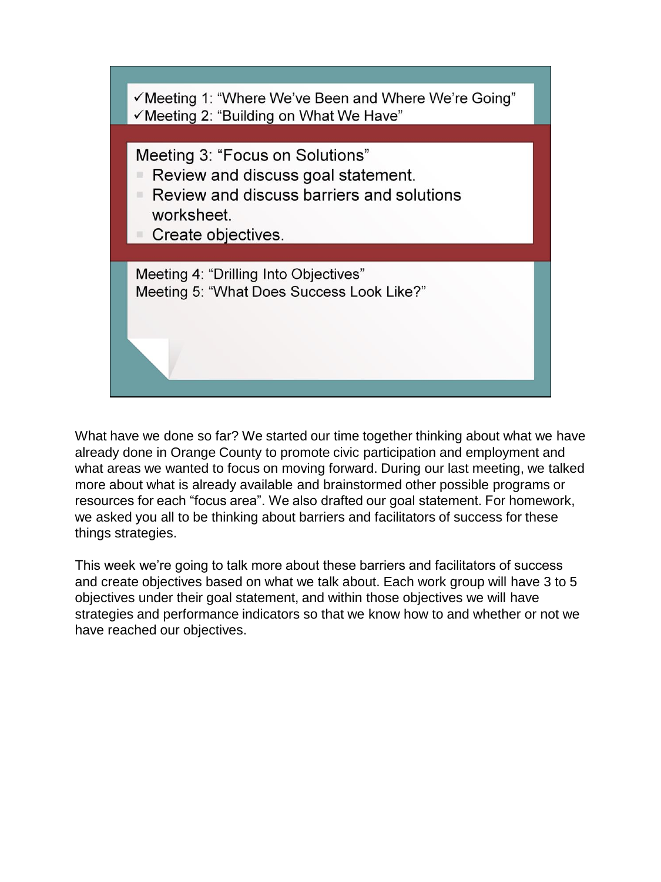✓Meeting 1: "Where We've Been and Where We're Going"
✓Meeting 2: "Building on What We Have"

Meeting 3: "Focus on Solutions"

- Review and discuss goal statement.
- Review and discuss barriers and solutions worksheet.
- Create objectives.

Meeting 4: "Drilling Into Objectives"
Meeting 5: "What Does Success Look Like?"

What have we done so far? We started our time together thinking about what we have already done in Orange County to promote civic participation and employment and what areas we wanted to focus on moving forward. During our last meeting, we talked more about what is already available and brainstormed other possible programs or resources for each "focus area". We also drafted our goal statement. For homework, we asked you all to be thinking about barriers and facilitators of success for these things strategies.

This week we're going to talk more about these barriers and facilitators of success and create objectives based on what we talk about. Each work group will have 3 to 5 objectives under their goal statement, and within those objectives we will have strategies and performance indicators so that we know how to and whether or not we have reached our objectives.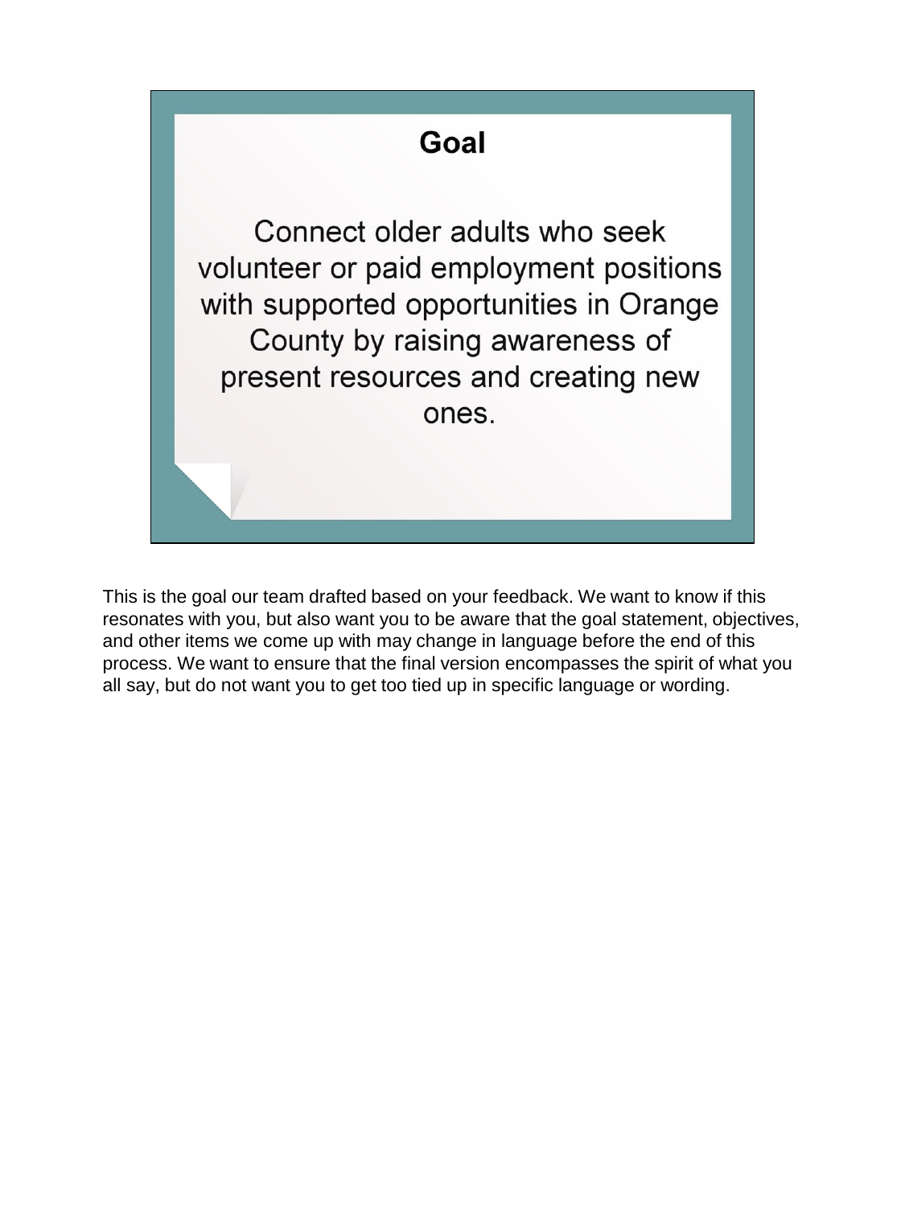## Goal

Connect older adults who seek volunteer or paid employment positions with supported opportunities in Orange County by raising awareness of present resources and creating new ones.

This is the goal our team drafted based on your feedback. We want to know if this resonates with you, but also want you to be aware that the goal statement, objectives, and other items we come up with may change in language before the end of this process. We want to ensure that the final version encompasses the spirit of what you all say, but do not want you to get too tied up in specific language or wording.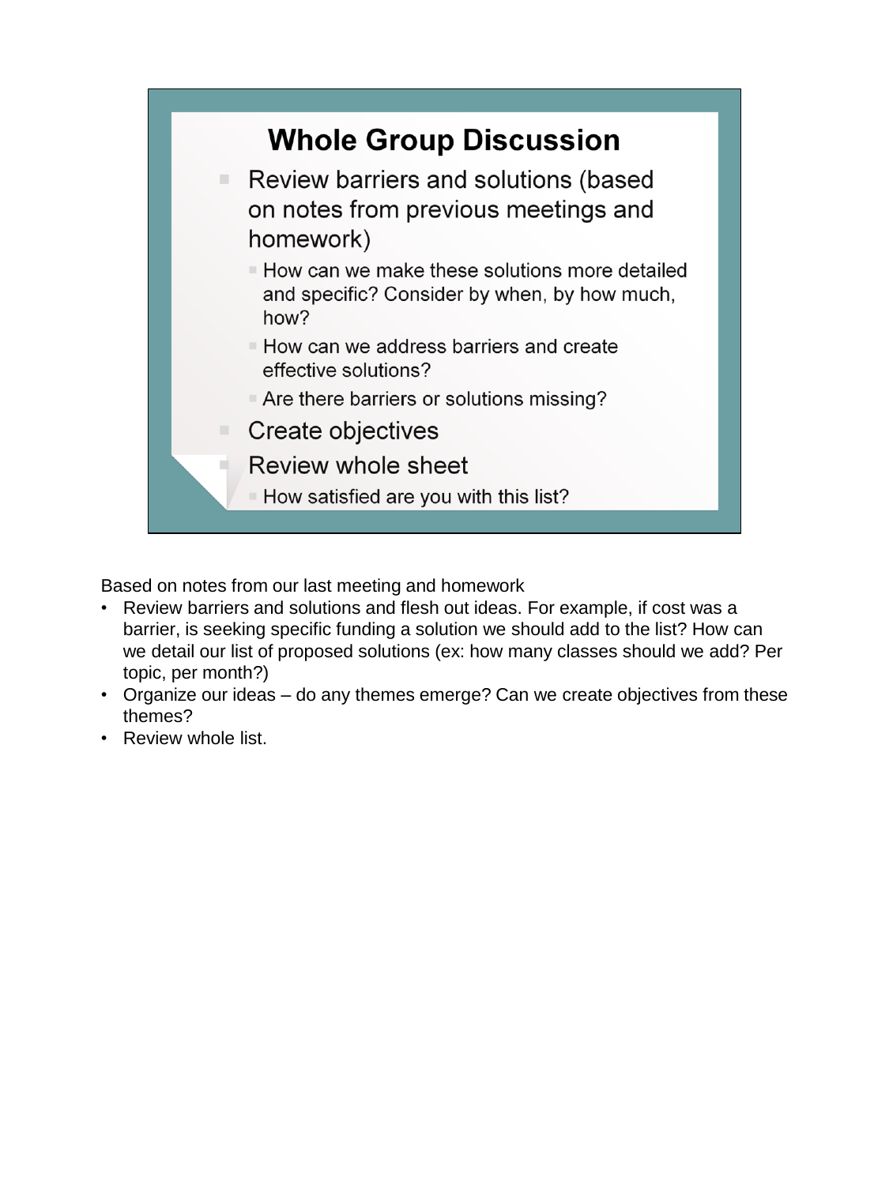## Whole Group Discussion

- Review barriers and solutions (based on notes from previous meetings and homework)
  - How can we make these solutions more detailed and specific? Consider by when, by how much, how?
  - How can we address barriers and create effective solutions?
  - Are there barriers or solutions missing?
- Create objectives
- Review whole sheet
  - How satisfied are you with this list?

Based on notes from our last meeting and homework

- Review barriers and solutions and flesh out ideas. For example, if cost was a barrier, is seeking specific funding a solution we should add to the list? How can we detail our list of proposed solutions (ex: how many classes should we add? Per topic, per month?)
- Organize our ideas – do any themes emerge? Can we create objectives from these themes?
- Review whole list.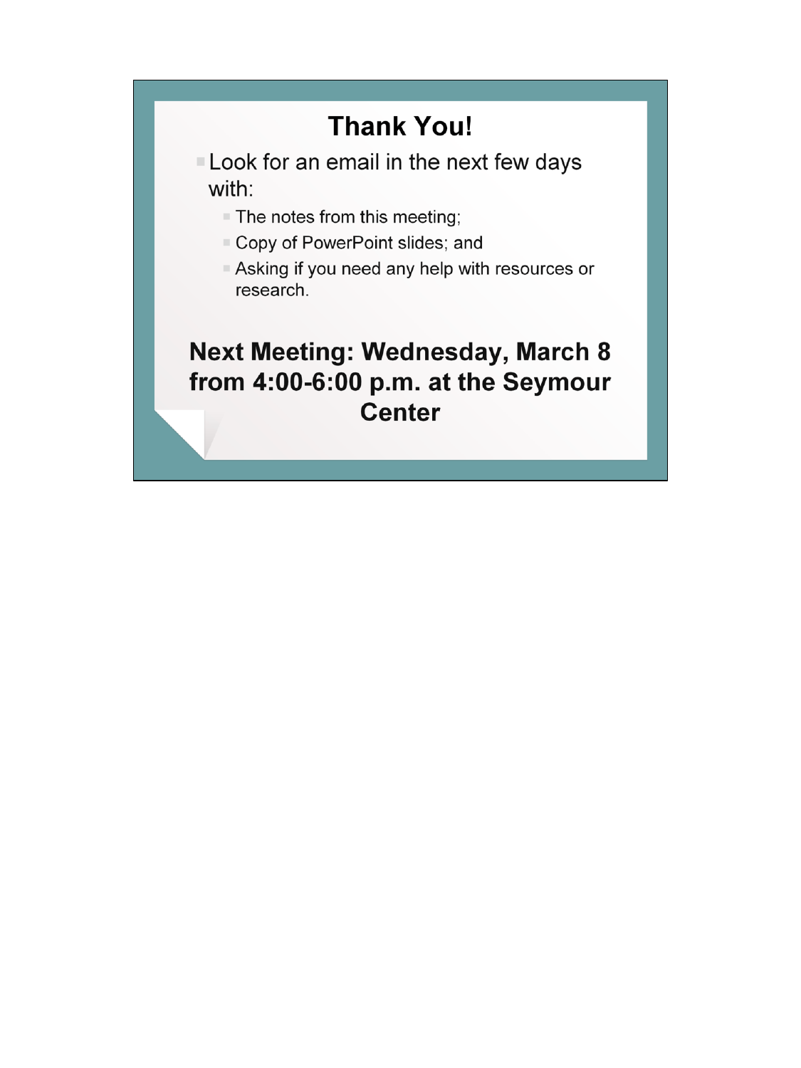# Thank You!

- Look for an email in the next few days with:
  - The notes from this meeting;
  - Copy of PowerPoint slides; and
  - Asking if you need any help with resources or research.

**Next Meeting: Wednesday, March 8 from 4:00-6:00 p.m. at the Seymour Center**